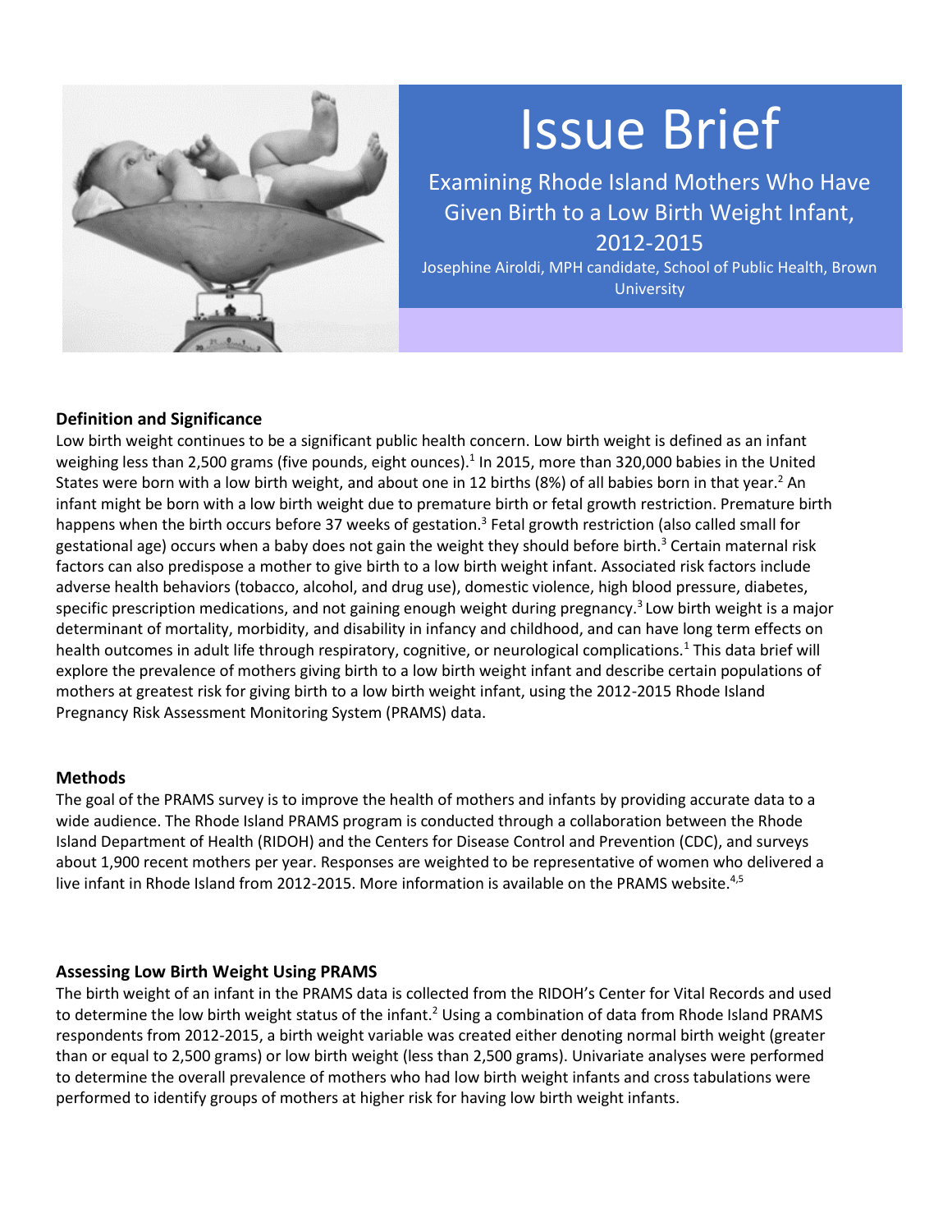# Issue Brief

## Examining Rhode Island Mothers Who Have Given Birth to a Low Birth Weight Infant, 2012-2015

Josephine Airoldi, MPH candidate, School of Public Health, Brown University

### Definition and Significance

Low birth weight continues to be a significant public health concern. Low birth weight is defined as an infant weighing less than 2,500 grams (five pounds, eight ounces).[1] In 2015, more than 320,000 babies in the United States were born with a low birth weight, and about one in 12 births (8%) of all babies born in that year.[2] An infant might be born with a low birth weight due to premature birth or fetal growth restriction. Premature birth happens when the birth occurs before 37 weeks of gestation.[3] Fetal growth restriction (also called small for gestational age) occurs when a baby does not gain the weight they should before birth.[3] Certain maternal risk factors can also predispose a mother to give birth to a low birth weight infant. Associated risk factors include adverse health behaviors (tobacco, alcohol, and drug use), domestic violence, high blood pressure, diabetes, specific prescription medications, and not gaining enough weight during pregnancy.[3] Low birth weight is a major determinant of mortality, morbidity, and disability in infancy and childhood, and can have long term effects on health outcomes in adult life through respiratory, cognitive, or neurological complications.[1] This data brief will explore the prevalence of mothers giving birth to a low birth weight infant and describe certain populations of mothers at greatest risk for giving birth to a low birth weight infant, using the 2012-2015 Rhode Island Pregnancy Risk Assessment Monitoring System (PRAMS) data.

### Methods

The goal of the PRAMS survey is to improve the health of mothers and infants by providing accurate data to a wide audience. The Rhode Island PRAMS program is conducted through a collaboration between the Rhode Island Department of Health (RIDOH) and the Centers for Disease Control and Prevention (CDC), and surveys about 1,900 recent mothers per year. Responses are weighted to be representative of women who delivered a live infant in Rhode Island from 2012-2015. More information is available on the PRAMS website.[4,5]

### Assessing Low Birth Weight Using PRAMS

The birth weight of an infant in the PRAMS data is collected from the RIDOH's Center for Vital Records and used to determine the low birth weight status of the infant.[2] Using a combination of data from Rhode Island PRAMS respondents from 2012-2015, a birth weight variable was created either denoting normal birth weight (greater than or equal to 2,500 grams) or low birth weight (less than 2,500 grams). Univariate analyses were performed to determine the overall prevalence of mothers who had low birth weight infants and cross tabulations were performed to identify groups of mothers at higher risk for having low birth weight infants.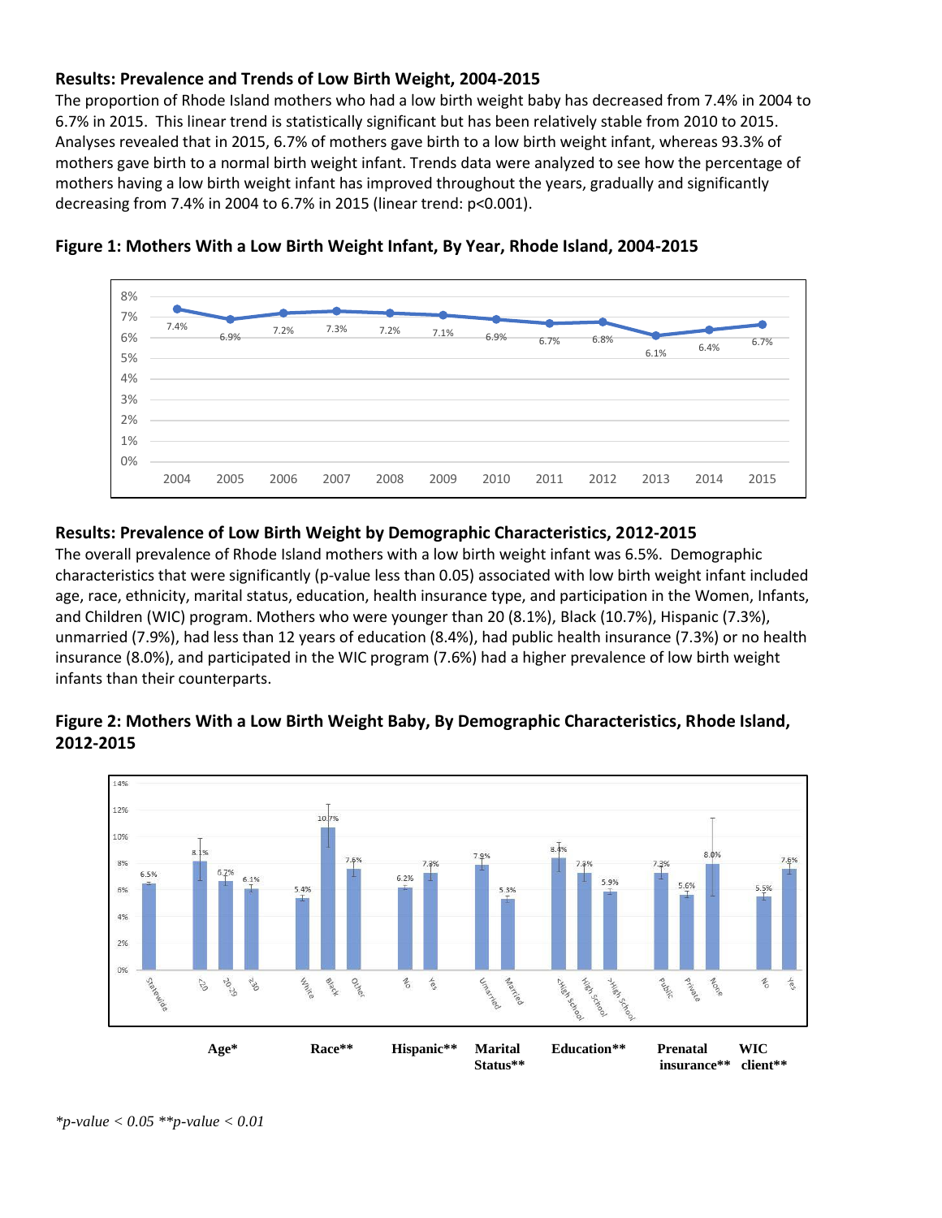**Results: Prevalence and Trends of Low Birth Weight, 2004-2015**

The proportion of Rhode Island mothers who had a low birth weight baby has decreased from 7.4% in 2004 to 6.7% in 2015. This linear trend is statistically significant but has been relatively stable from 2010 to 2015. Analyses revealed that in 2015, 6.7% of mothers gave birth to a low birth weight infant, whereas 93.3% of mothers gave birth to a normal birth weight infant. Trends data were analyzed to see how the percentage of mothers having a low birth weight infant has improved throughout the years, gradually and significantly decreasing from 7.4% in 2004 to 6.7% in 2015 (linear trend: $p<0.001$).

**Figure 1: Mothers With a Low Birth Weight Infant, By Year, Rhode Island, 2004-2015**

| Year | 2004 | 2005 | 2006 | 2007 | 2008 | 2009 | 2010 | 2011 | 2012 | 2013 | 2014 | 2015 |
|---|---|---|---|---|---|---|---|---|---|---|---|---|
| Percent | 7.4% | 6.9% | 7.2% | 7.3% | 7.2% | 7.1% | 6.9% | 6.7% | 6.8% | 6.1% | 6.4% | 6.7% |

**Results: Prevalence of Low Birth Weight by Demographic Characteristics, 2012-2015**

The overall prevalence of Rhode Island mothers with a low birth weight infant was 6.5%. Demographic characteristics that were significantly (p-value less than 0.05) associated with low birth weight infant included age, race, ethnicity, marital status, education, health insurance type, and participation in the Women, Infants, and Children (WIC) program. Mothers who were younger than 20 (8.1%), Black (10.7%), Hispanic (7.3%), unmarried (7.9%), had less than 12 years of education (8.4%), had public health insurance (7.3%) or no health insurance (8.0%), and participated in the WIC program (7.6%) had a higher prevalence of low birth weight infants than their counterparts.

**Figure 2: Mothers With a Low Birth Weight Baby, By Demographic Characteristics, Rhode Island, 2012-2015**

| Characteristic | Category | Percent |
|---|---|---|
| Statewide | Statewide | 6.5% |
| Age* | <20 | 8.1% |
| | 20-29 | 6.7% |
| | ≥30 | 6.1% |
| Race** | White | 5.4% |
| | Black | 10.7% |
| | Other | 7.6% |
| Hispanic** | No | 6.2% |
| | Yes | 7.3% |
| Marital Status** | Unmarried | 7.9% |
| | Married | 5.3% |
| Education** | <High School | 8.4% |
| | High School | 7.3% |
| | >High School | 5.9% |
| Prenatal insurance** | Public | 7.3% |
| | Private | 5.6% |
| | None | 8.0% |
| WIC client** | No | 5.5% |
| | Yes | 7.6% |

*$p$-value < 0.05 **$p$-value < 0.01*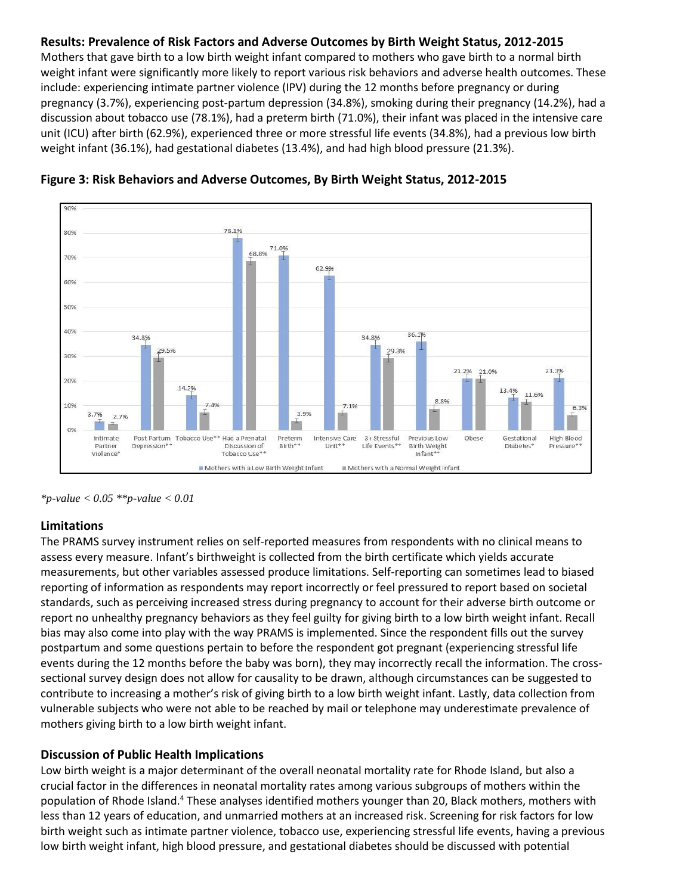## Results: Prevalence of Risk Factors and Adverse Outcomes by Birth Weight Status, 2012-2015

Mothers that gave birth to a low birth weight infant compared to mothers who gave birth to a normal birth weight infant were significantly more likely to report various risk behaviors and adverse health outcomes. These include: experiencing intimate partner violence (IPV) during the 12 months before pregnancy or during pregnancy (3.7%), experiencing post-partum depression (34.8%), smoking during their pregnancy (14.2%), had a discussion about tobacco use (78.1%), had a preterm birth (71.0%), their infant was placed in the intensive care unit (ICU) after birth (62.9%), experienced three or more stressful life events (34.8%), had a previous low birth weight infant (36.1%), had gestational diabetes (13.4%), and had high blood pressure (21.3%).

**Figure 3: Risk Behaviors and Adverse Outcomes, By Birth Weight Status, 2012-2015**

*\*p-value < 0.05 \*\*p-value < 0.01*

## Limitations

The PRAMS survey instrument relies on self-reported measures from respondents with no clinical means to assess every measure. Infant's birthweight is collected from the birth certificate which yields accurate measurements, but other variables assessed produce limitations. Self-reporting can sometimes lead to biased reporting of information as respondents may report incorrectly or feel pressured to report based on societal standards, such as perceiving increased stress during pregnancy to account for their adverse birth outcome or report no unhealthy pregnancy behaviors as they feel guilty for giving birth to a low birth weight infant. Recall bias may also come into play with the way PRAMS is implemented. Since the respondent fills out the survey postpartum and some questions pertain to before the respondent got pregnant (experiencing stressful life events during the 12 months before the baby was born), they may incorrectly recall the information. The cross-sectional survey design does not allow for causality to be drawn, although circumstances can be suggested to contribute to increasing a mother's risk of giving birth to a low birth weight infant. Lastly, data collection from vulnerable subjects who were not able to be reached by mail or telephone may underestimate prevalence of mothers giving birth to a low birth weight infant.

## Discussion of Public Health Implications

Low birth weight is a major determinant of the overall neonatal mortality rate for Rhode Island, but also a crucial factor in the differences in neonatal mortality rates among various subgroups of mothers within the population of Rhode Island.[4] These analyses identified mothers younger than 20, Black mothers, mothers with less than 12 years of education, and unmarried mothers at an increased risk. Screening for risk factors for low birth weight such as intimate partner violence, tobacco use, experiencing stressful life events, having a previous low birth weight infant, high blood pressure, and gestational diabetes should be discussed with potential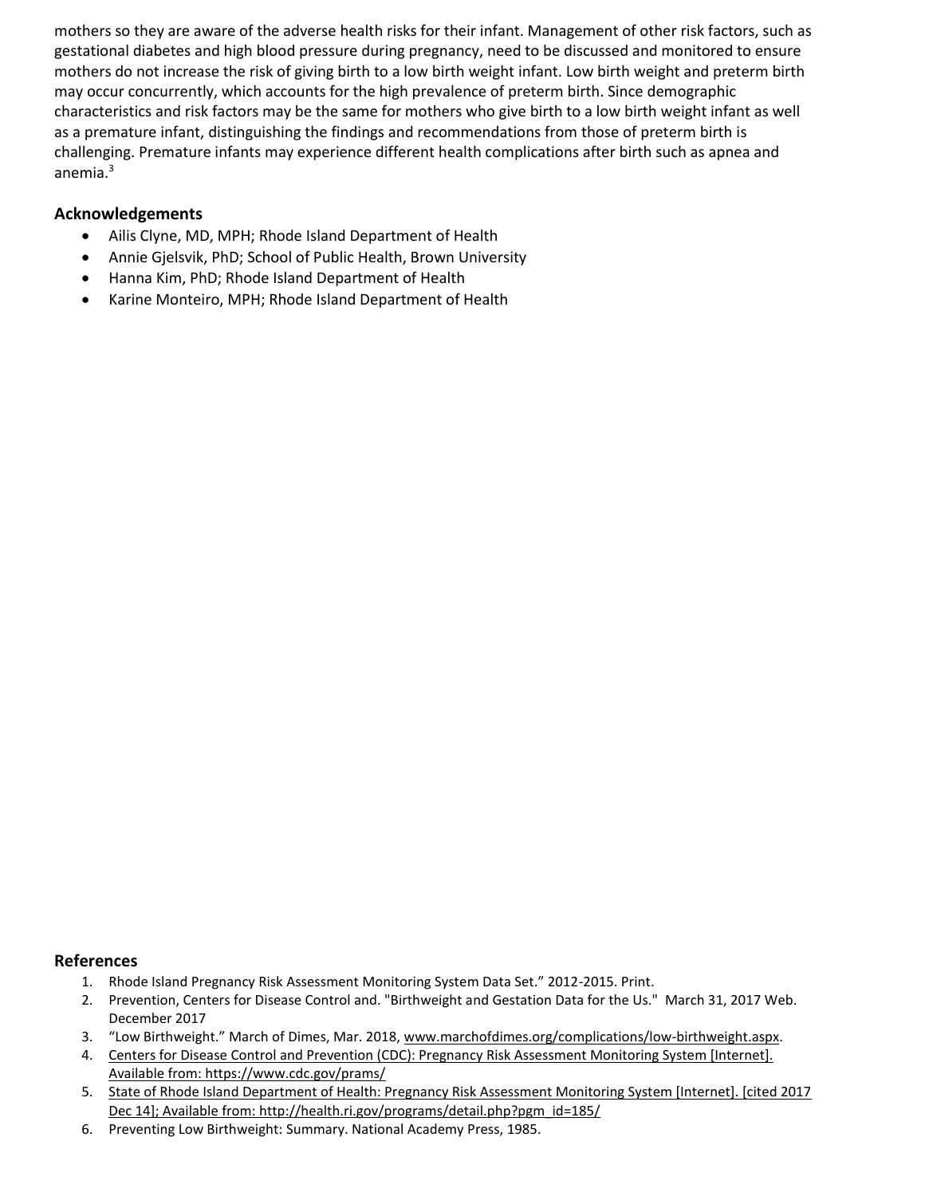mothers so they are aware of the adverse health risks for their infant. Management of other risk factors, such as gestational diabetes and high blood pressure during pregnancy, need to be discussed and monitored to ensure mothers do not increase the risk of giving birth to a low birth weight infant. Low birth weight and preterm birth may occur concurrently, which accounts for the high prevalence of preterm birth. Since demographic characteristics and risk factors may be the same for mothers who give birth to a low birth weight infant as well as a premature infant, distinguishing the findings and recommendations from those of preterm birth is challenging. Premature infants may experience different health complications after birth such as apnea and anemia.[3]

### Acknowledgements

- Ailis Clyne, MD, MPH; Rhode Island Department of Health
- Annie Gjelsvik, PhD; School of Public Health, Brown University
- Hanna Kim, PhD; Rhode Island Department of Health
- Karine Monteiro, MPH; Rhode Island Department of Health

### References

1. Rhode Island Pregnancy Risk Assessment Monitoring System Data Set." 2012-2015. Print.
2. Prevention, Centers for Disease Control and. "Birthweight and Gestation Data for the Us." March 31, 2017 Web. December 2017
3. "Low Birthweight." March of Dimes, Mar. 2018, www.marchofdimes.org/complications/low-birthweight.aspx.
4. Centers for Disease Control and Prevention (CDC): Pregnancy Risk Assessment Monitoring System [Internet]. Available from: https://www.cdc.gov/prams/
5. State of Rhode Island Department of Health: Pregnancy Risk Assessment Monitoring System [Internet]. [cited 2017 Dec 14]; Available from: http://health.ri.gov/programs/detail.php?pgm_id=185/
6. Preventing Low Birthweight: Summary. National Academy Press, 1985.